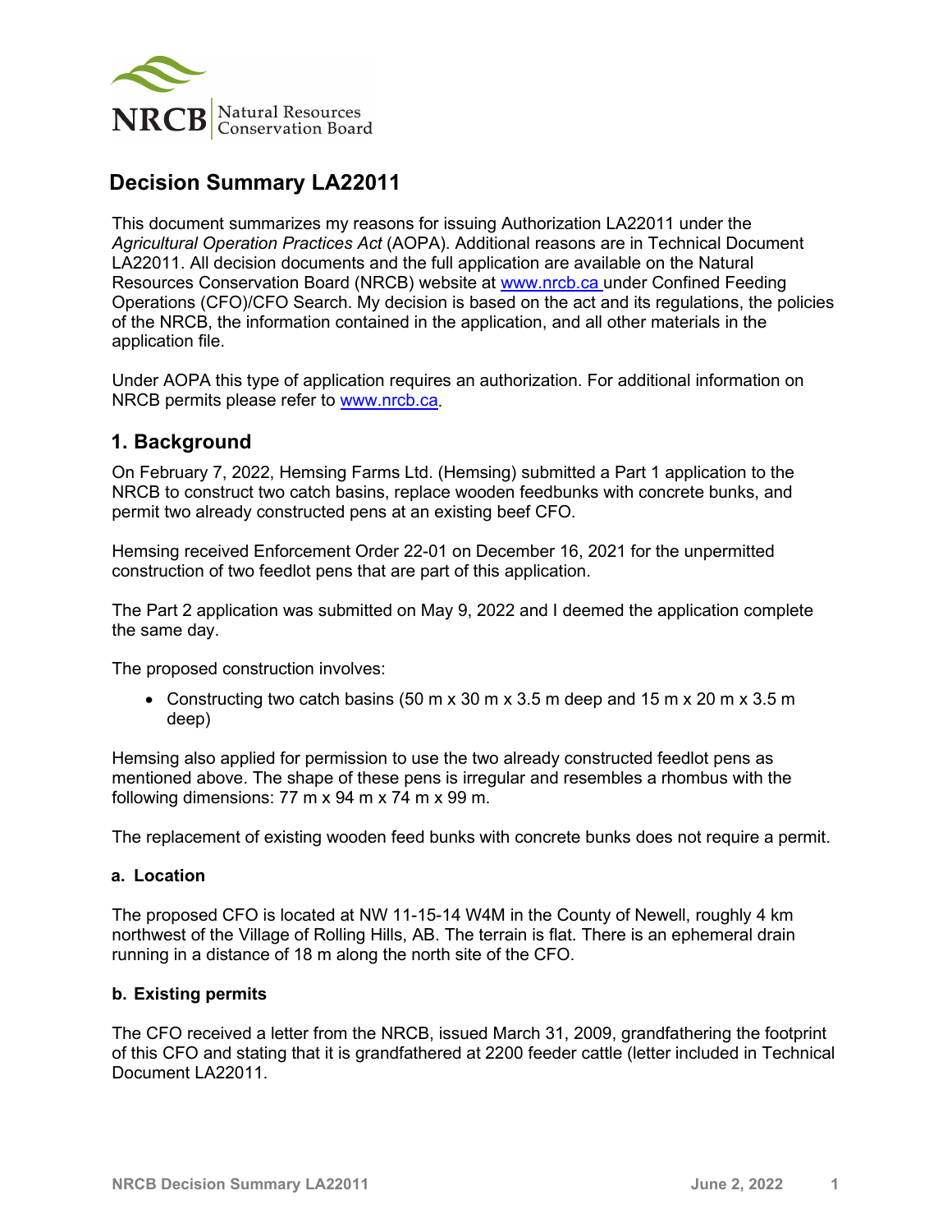# Decision Summary LA22011

This document summarizes my reasons for issuing Authorization LA22011 under the *Agricultural Operation Practices Act* (AOPA). Additional reasons are in Technical Document LA22011. All decision documents and the full application are available on the Natural Resources Conservation Board (NRCB) website at www.nrcb.ca under Confined Feeding Operations (CFO)/CFO Search. My decision is based on the act and its regulations, the policies of the NRCB, the information contained in the application, and all other materials in the application file.

Under AOPA this type of application requires an authorization. For additional information on NRCB permits please refer to www.nrcb.ca.

## 1. Background

On February 7, 2022, Hemsing Farms Ltd. (Hemsing) submitted a Part 1 application to the NRCB to construct two catch basins, replace wooden feedbunks with concrete bunks, and permit two already constructed pens at an existing beef CFO.

Hemsing received Enforcement Order 22-01 on December 16, 2021 for the unpermitted construction of two feedlot pens that are part of this application.

The Part 2 application was submitted on May 9, 2022 and I deemed the application complete the same day.

The proposed construction involves:

- Constructing two catch basins (50 m x 30 m x 3.5 m deep and 15 m x 20 m x 3.5 m deep)

Hemsing also applied for permission to use the two already constructed feedlot pens as mentioned above. The shape of these pens is irregular and resembles a rhombus with the following dimensions: 77 m x 94 m x 74 m x 99 m.

The replacement of existing wooden feed bunks with concrete bunks does not require a permit.

### a. Location

The proposed CFO is located at NW 11-15-14 W4M in the County of Newell, roughly 4 km northwest of the Village of Rolling Hills, AB. The terrain is flat. There is an ephemeral drain running in a distance of 18 m along the north site of the CFO.

### b. Existing permits

The CFO received a letter from the NRCB, issued March 31, 2009, grandfathering the footprint of this CFO and stating that it is grandfathered at 2200 feeder cattle (letter included in Technical Document LA22011.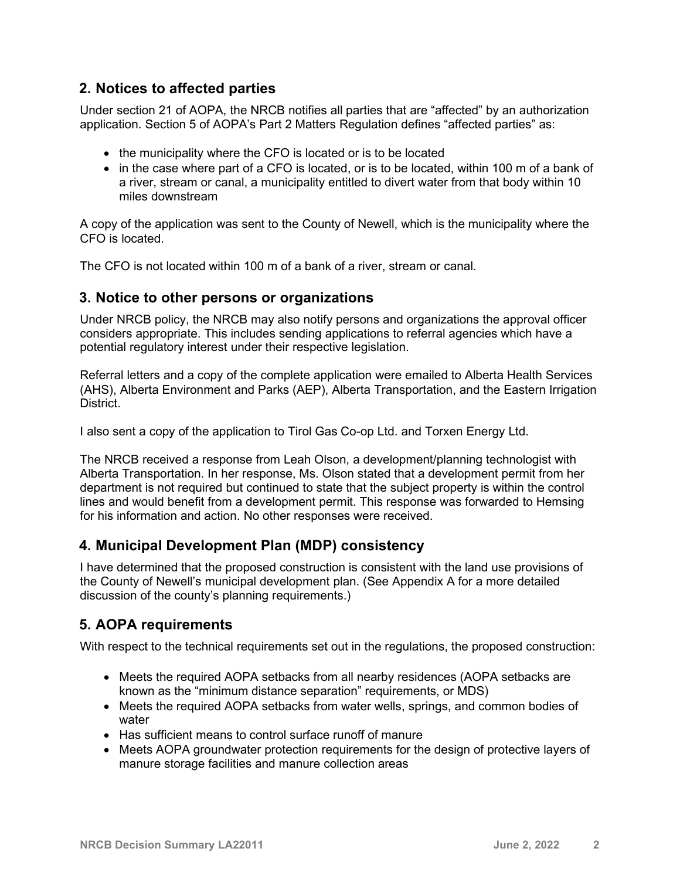## 2. Notices to affected parties

Under section 21 of AOPA, the NRCB notifies all parties that are “affected” by an authorization application. Section 5 of AOPA’s Part 2 Matters Regulation defines “affected parties” as:

- the municipality where the CFO is located or is to be located
- in the case where part of a CFO is located, or is to be located, within 100 m of a bank of a river, stream or canal, a municipality entitled to divert water from that body within 10 miles downstream

A copy of the application was sent to the County of Newell, which is the municipality where the CFO is located.

The CFO is not located within 100 m of a bank of a river, stream or canal.

## 3. Notice to other persons or organizations

Under NRCB policy, the NRCB may also notify persons and organizations the approval officer considers appropriate. This includes sending applications to referral agencies which have a potential regulatory interest under their respective legislation.

Referral letters and a copy of the complete application were emailed to Alberta Health Services (AHS), Alberta Environment and Parks (AEP), Alberta Transportation, and the Eastern Irrigation District.

I also sent a copy of the application to Tirol Gas Co-op Ltd. and Torxen Energy Ltd.

The NRCB received a response from Leah Olson, a development/planning technologist with Alberta Transportation. In her response, Ms. Olson stated that a development permit from her department is not required but continued to state that the subject property is within the control lines and would benefit from a development permit. This response was forwarded to Hemsing for his information and action. No other responses were received.

## 4. Municipal Development Plan (MDP) consistency

I have determined that the proposed construction is consistent with the land use provisions of the County of Newell’s municipal development plan. (See Appendix A for a more detailed discussion of the county’s planning requirements.)

## 5. AOPA requirements

With respect to the technical requirements set out in the regulations, the proposed construction:

- Meets the required AOPA setbacks from all nearby residences (AOPA setbacks are known as the “minimum distance separation” requirements, or MDS)
- Meets the required AOPA setbacks from water wells, springs, and common bodies of water
- Has sufficient means to control surface runoff of manure
- Meets AOPA groundwater protection requirements for the design of protective layers of manure storage facilities and manure collection areas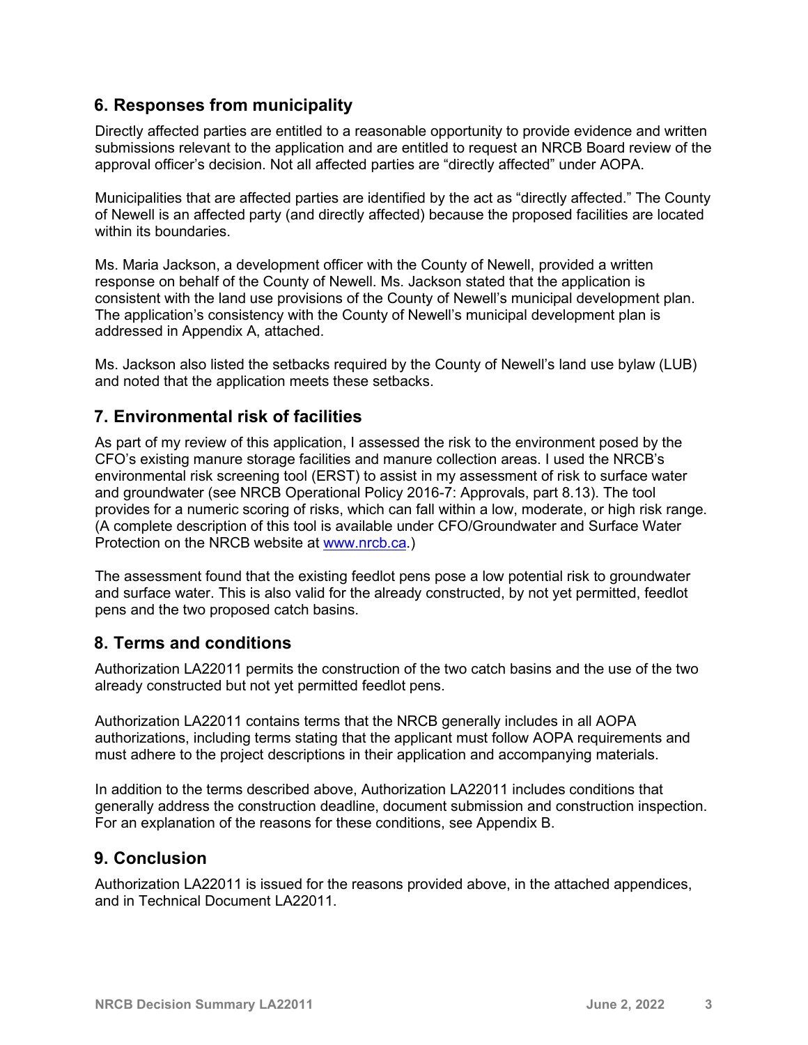## 6. Responses from municipality

Directly affected parties are entitled to a reasonable opportunity to provide evidence and written submissions relevant to the application and are entitled to request an NRCB Board review of the approval officer's decision. Not all affected parties are "directly affected" under AOPA.

Municipalities that are affected parties are identified by the act as "directly affected." The County of Newell is an affected party (and directly affected) because the proposed facilities are located within its boundaries.

Ms. Maria Jackson, a development officer with the County of Newell, provided a written response on behalf of the County of Newell. Ms. Jackson stated that the application is consistent with the land use provisions of the County of Newell's municipal development plan. The application's consistency with the County of Newell's municipal development plan is addressed in Appendix A, attached.

Ms. Jackson also listed the setbacks required by the County of Newell's land use bylaw (LUB) and noted that the application meets these setbacks.

## 7. Environmental risk of facilities

As part of my review of this application, I assessed the risk to the environment posed by the CFO's existing manure storage facilities and manure collection areas. I used the NRCB's environmental risk screening tool (ERST) to assist in my assessment of risk to surface water and groundwater (see NRCB Operational Policy 2016-7: Approvals, part 8.13). The tool provides for a numeric scoring of risks, which can fall within a low, moderate, or high risk range. (A complete description of this tool is available under CFO/Groundwater and Surface Water Protection on the NRCB website at www.nrcb.ca.)

The assessment found that the existing feedlot pens pose a low potential risk to groundwater and surface water. This is also valid for the already constructed, by not yet permitted, feedlot pens and the two proposed catch basins.

## 8. Terms and conditions

Authorization LA22011 permits the construction of the two catch basins and the use of the two already constructed but not yet permitted feedlot pens.

Authorization LA22011 contains terms that the NRCB generally includes in all AOPA authorizations, including terms stating that the applicant must follow AOPA requirements and must adhere to the project descriptions in their application and accompanying materials.

In addition to the terms described above, Authorization LA22011 includes conditions that generally address the construction deadline, document submission and construction inspection. For an explanation of the reasons for these conditions, see Appendix B.

## 9. Conclusion

Authorization LA22011 is issued for the reasons provided above, in the attached appendices, and in Technical Document LA22011.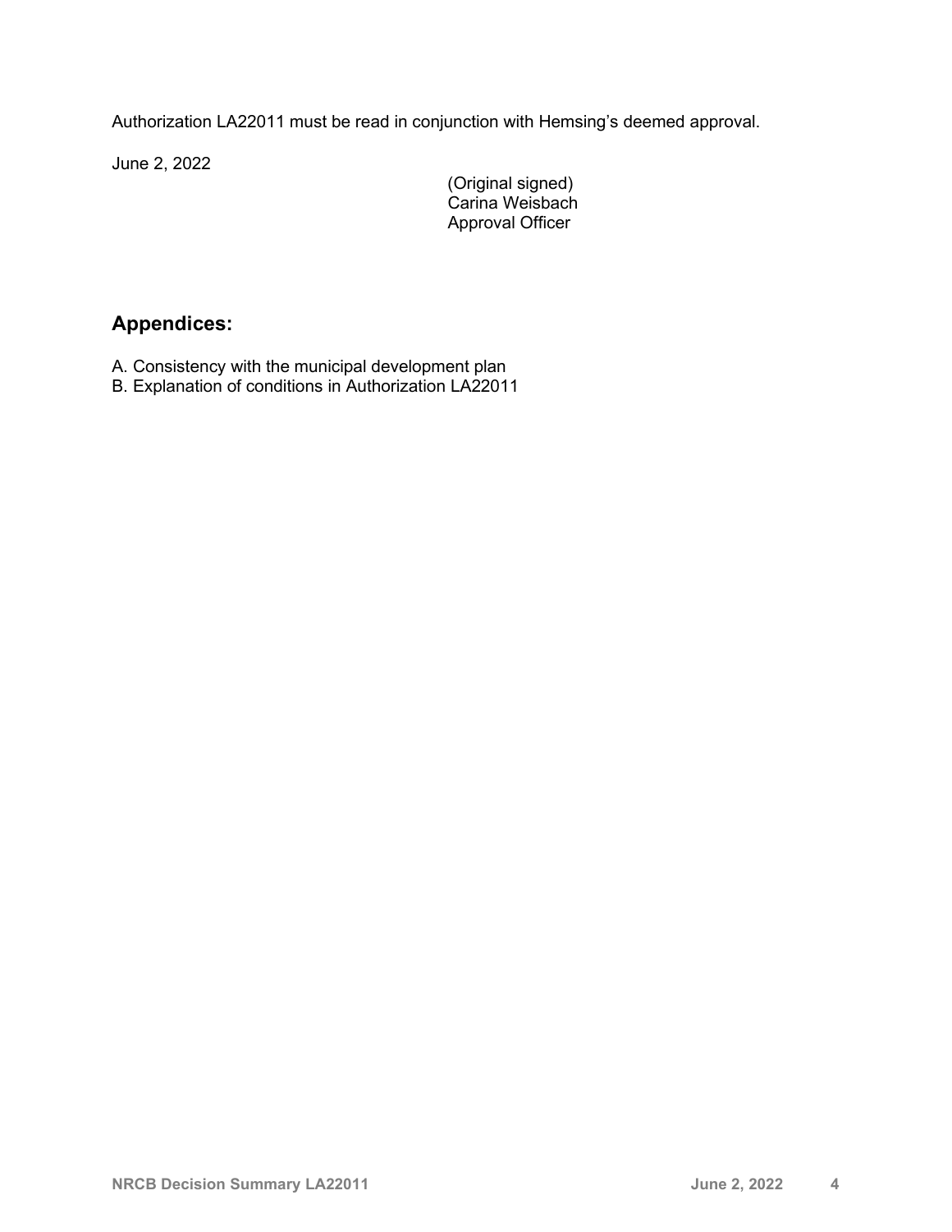Authorization LA22011 must be read in conjunction with Hemsing's deemed approval.

June 2, 2022

(Original signed)
Carina Weisbach
Approval Officer

## Appendices:

A. Consistency with the municipal development plan
B. Explanation of conditions in Authorization LA22011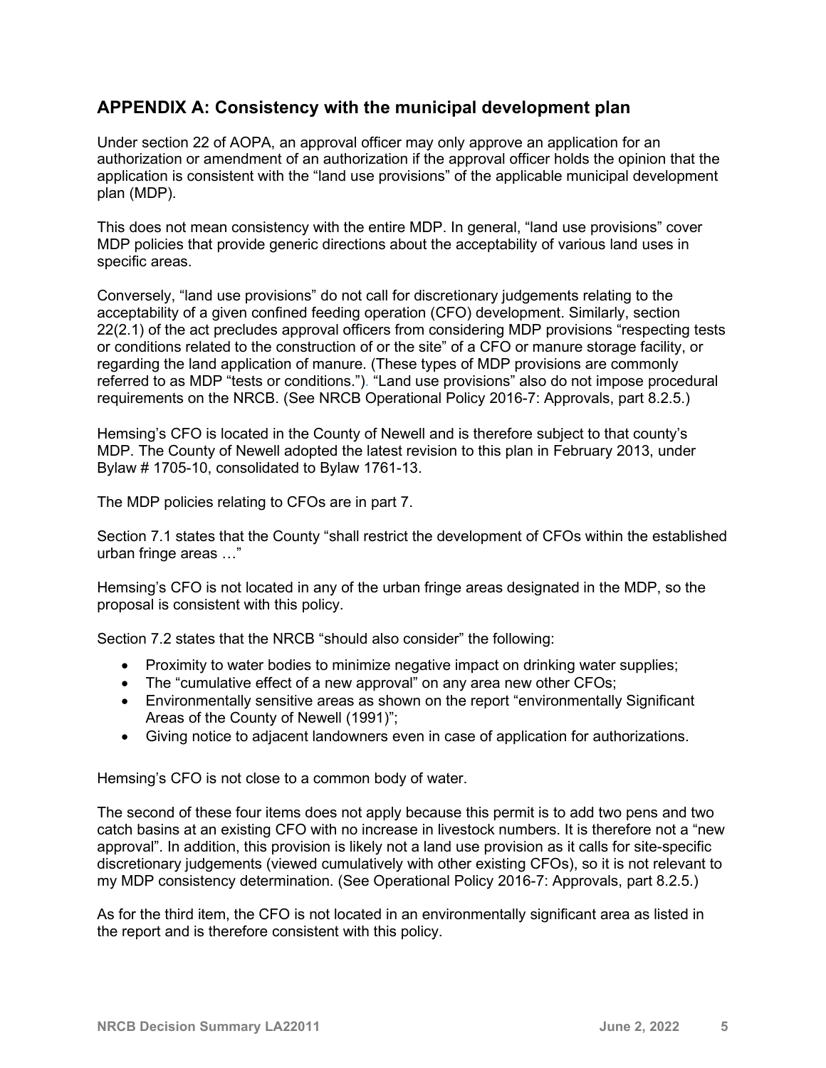## APPENDIX A: Consistency with the municipal development plan

Under section 22 of AOPA, an approval officer may only approve an application for an authorization or amendment of an authorization if the approval officer holds the opinion that the application is consistent with the "land use provisions" of the applicable municipal development plan (MDP).

This does not mean consistency with the entire MDP. In general, "land use provisions" cover MDP policies that provide generic directions about the acceptability of various land uses in specific areas.

Conversely, "land use provisions" do not call for discretionary judgements relating to the acceptability of a given confined feeding operation (CFO) development. Similarly, section 22(2.1) of the act precludes approval officers from considering MDP provisions "respecting tests or conditions related to the construction of or the site" of a CFO or manure storage facility, or regarding the land application of manure. (These types of MDP provisions are commonly referred to as MDP "tests or conditions."). "Land use provisions" also do not impose procedural requirements on the NRCB. (See NRCB Operational Policy 2016-7: Approvals, part 8.2.5.)

Hemsing's CFO is located in the County of Newell and is therefore subject to that county's MDP. The County of Newell adopted the latest revision to this plan in February 2013, under Bylaw # 1705-10, consolidated to Bylaw 1761-13.

The MDP policies relating to CFOs are in part 7.

Section 7.1 states that the County "shall restrict the development of CFOs within the established urban fringe areas …"

Hemsing's CFO is not located in any of the urban fringe areas designated in the MDP, so the proposal is consistent with this policy.

Section 7.2 states that the NRCB "should also consider" the following:

- Proximity to water bodies to minimize negative impact on drinking water supplies;
- The "cumulative effect of a new approval" on any area new other CFOs;
- Environmentally sensitive areas as shown on the report "environmentally Significant Areas of the County of Newell (1991)";
- Giving notice to adjacent landowners even in case of application for authorizations.

Hemsing's CFO is not close to a common body of water.

The second of these four items does not apply because this permit is to add two pens and two catch basins at an existing CFO with no increase in livestock numbers. It is therefore not a "new approval". In addition, this provision is likely not a land use provision as it calls for site-specific discretionary judgements (viewed cumulatively with other existing CFOs), so it is not relevant to my MDP consistency determination. (See Operational Policy 2016-7: Approvals, part 8.2.5.)

As for the third item, the CFO is not located in an environmentally significant area as listed in the report and is therefore consistent with this policy.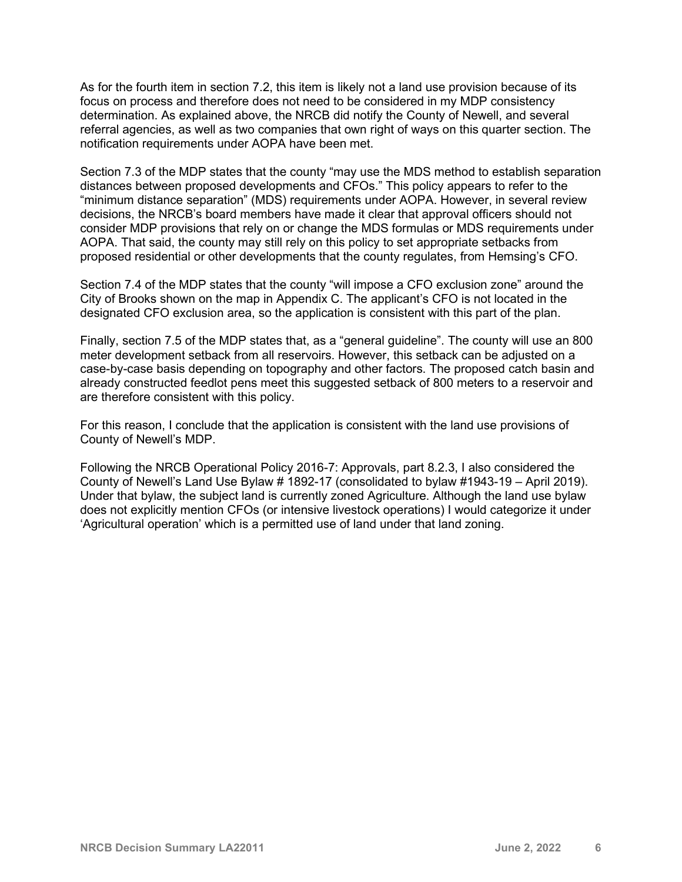As for the fourth item in section 7.2, this item is likely not a land use provision because of its focus on process and therefore does not need to be considered in my MDP consistency determination. As explained above, the NRCB did notify the County of Newell, and several referral agencies, as well as two companies that own right of ways on this quarter section. The notification requirements under AOPA have been met.

Section 7.3 of the MDP states that the county "may use the MDS method to establish separation distances between proposed developments and CFOs." This policy appears to refer to the "minimum distance separation" (MDS) requirements under AOPA. However, in several review decisions, the NRCB's board members have made it clear that approval officers should not consider MDP provisions that rely on or change the MDS formulas or MDS requirements under AOPA. That said, the county may still rely on this policy to set appropriate setbacks from proposed residential or other developments that the county regulates, from Hemsing's CFO.

Section 7.4 of the MDP states that the county "will impose a CFO exclusion zone" around the City of Brooks shown on the map in Appendix C. The applicant's CFO is not located in the designated CFO exclusion area, so the application is consistent with this part of the plan.

Finally, section 7.5 of the MDP states that, as a "general guideline". The county will use an 800 meter development setback from all reservoirs. However, this setback can be adjusted on a case-by-case basis depending on topography and other factors. The proposed catch basin and already constructed feedlot pens meet this suggested setback of 800 meters to a reservoir and are therefore consistent with this policy.

For this reason, I conclude that the application is consistent with the land use provisions of County of Newell's MDP.

Following the NRCB Operational Policy 2016-7: Approvals, part 8.2.3, I also considered the County of Newell's Land Use Bylaw # 1892-17 (consolidated to bylaw #1943-19 – April 2019). Under that bylaw, the subject land is currently zoned Agriculture. Although the land use bylaw does not explicitly mention CFOs (or intensive livestock operations) I would categorize it under 'Agricultural operation' which is a permitted use of land under that land zoning.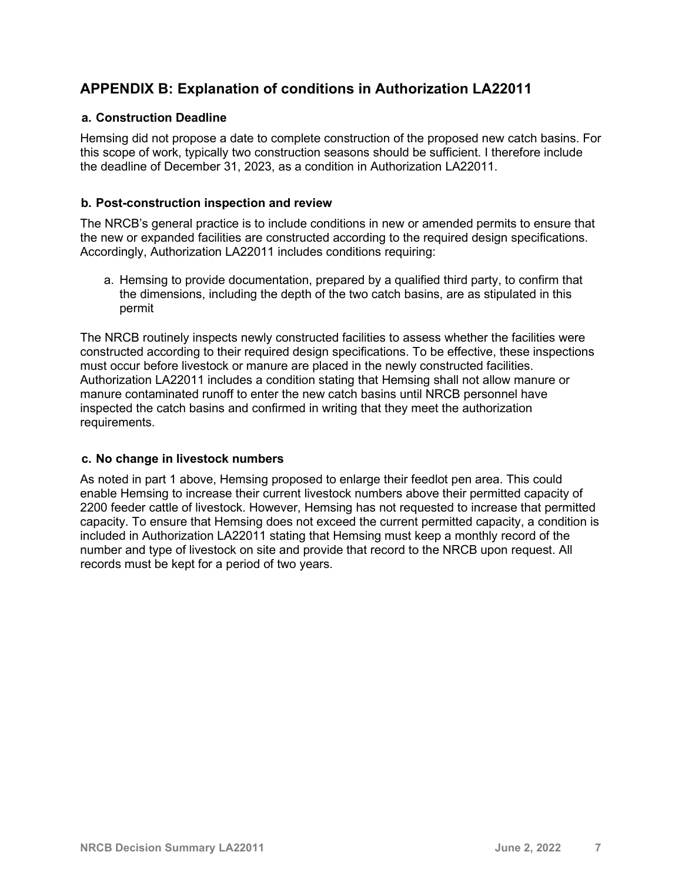## APPENDIX B: Explanation of conditions in Authorization LA22011

### a. Construction Deadline

Hemsing did not propose a date to complete construction of the proposed new catch basins. For this scope of work, typically two construction seasons should be sufficient. I therefore include the deadline of December 31, 2023, as a condition in Authorization LA22011.

### b. Post-construction inspection and review

The NRCB's general practice is to include conditions in new or amended permits to ensure that the new or expanded facilities are constructed according to the required design specifications. Accordingly, Authorization LA22011 includes conditions requiring:

a. Hemsing to provide documentation, prepared by a qualified third party, to confirm that the dimensions, including the depth of the two catch basins, are as stipulated in this permit

The NRCB routinely inspects newly constructed facilities to assess whether the facilities were constructed according to their required design specifications. To be effective, these inspections must occur before livestock or manure are placed in the newly constructed facilities. Authorization LA22011 includes a condition stating that Hemsing shall not allow manure or manure contaminated runoff to enter the new catch basins until NRCB personnel have inspected the catch basins and confirmed in writing that they meet the authorization requirements.

### c. No change in livestock numbers

As noted in part 1 above, Hemsing proposed to enlarge their feedlot pen area. This could enable Hemsing to increase their current livestock numbers above their permitted capacity of 2200 feeder cattle of livestock. However, Hemsing has not requested to increase that permitted capacity. To ensure that Hemsing does not exceed the current permitted capacity, a condition is included in Authorization LA22011 stating that Hemsing must keep a monthly record of the number and type of livestock on site and provide that record to the NRCB upon request. All records must be kept for a period of two years.